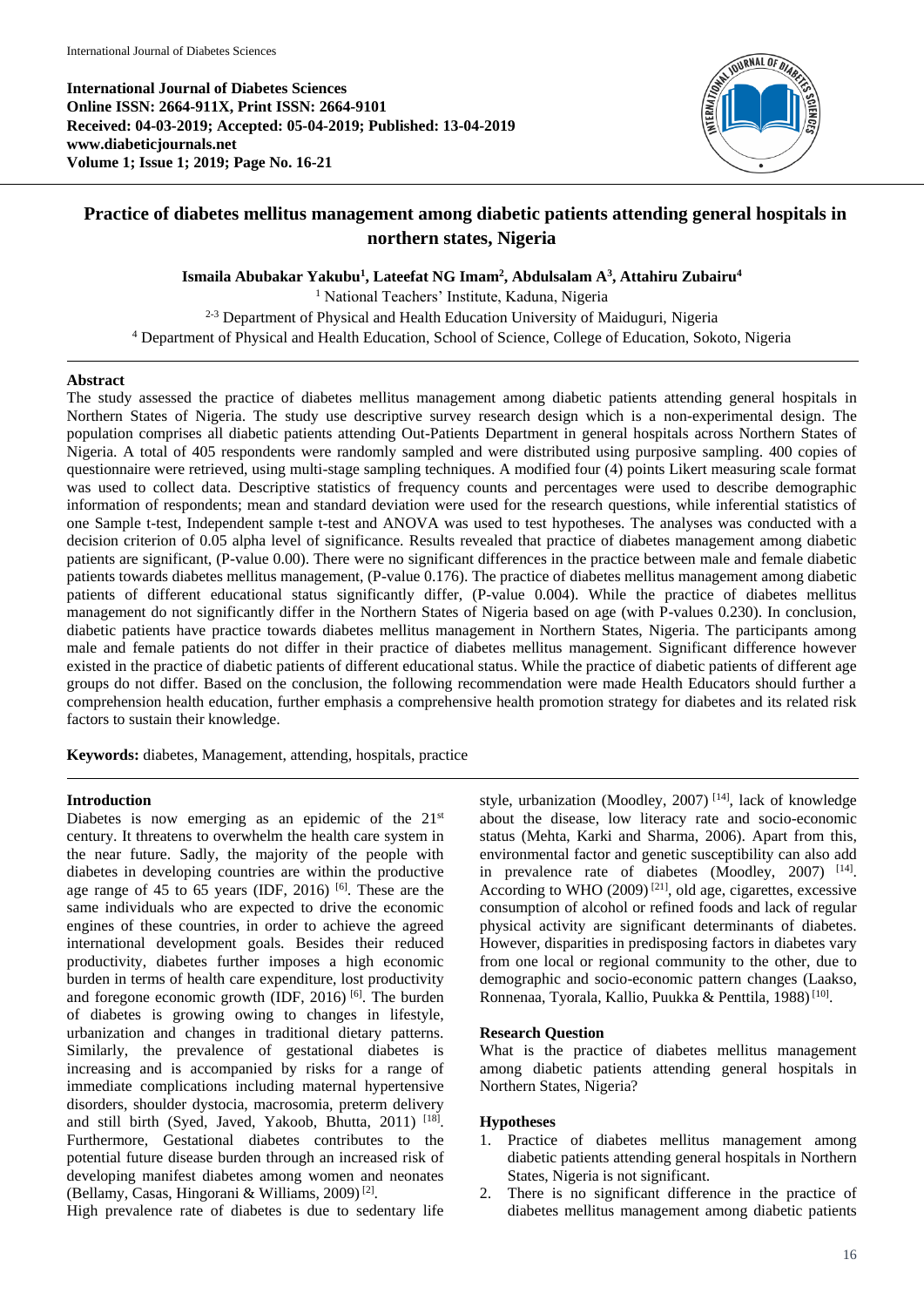**International Journal of Diabetes Sciences**
**Online ISSN: 2664-911X, Print ISSN: 2664-9101**
**Received: 04-03-2019; Accepted: 05-04-2019; Published: 13-04-2019**
**www.diabeticjournals.net**
**Volume 1; Issue 1; 2019; Page No. 16-21**

# Practice of diabetes mellitus management among diabetic patients attending general hospitals in northern states, Nigeria

**Ismaila Abubakar Yakubu[1], Lateefat NG Imam[2], Abdulsalam A[3], Attahiru Zubairu[4]**

[1] National Teachers' Institute, Kaduna, Nigeria

[2-3] Department of Physical and Health Education University of Maiduguri, Nigeria

[4] Department of Physical and Health Education, School of Science, College of Education, Sokoto, Nigeria

## Abstract

The study assessed the practice of diabetes mellitus management among diabetic patients attending general hospitals in Northern States of Nigeria. The study use descriptive survey research design which is a non-experimental design. The population comprises all diabetic patients attending Out-Patients Department in general hospitals across Northern States of Nigeria. A total of 405 respondents were randomly sampled and were distributed using purposive sampling. 400 copies of questionnaire were retrieved, using multi-stage sampling techniques. A modified four (4) points Likert measuring scale format was used to collect data. Descriptive statistics of frequency counts and percentages were used to describe demographic information of respondents; mean and standard deviation were used for the research questions, while inferential statistics of one Sample t-test, Independent sample t-test and ANOVA was used to test hypotheses. The analyses was conducted with a decision criterion of 0.05 alpha level of significance. Results revealed that practice of diabetes management among diabetic patients are significant, (P-value 0.00). There were no significant differences in the practice between male and female diabetic patients towards diabetes mellitus management, (P-value 0.176). The practice of diabetes mellitus management among diabetic patients of different educational status significantly differ, (P-value 0.004). While the practice of diabetes mellitus management do not significantly differ in the Northern States of Nigeria based on age (with P-values 0.230). In conclusion, diabetic patients have practice towards diabetes mellitus management in Northern States, Nigeria. The participants among male and female patients do not differ in their practice of diabetes mellitus management. Significant difference however existed in the practice of diabetic patients of different educational status. While the practice of diabetic patients of different age groups do not differ. Based on the conclusion, the following recommendation were made Health Educators should further a comprehension health education, further emphasis a comprehensive health promotion strategy for diabetes and its related risk factors to sustain their knowledge.

**Keywords:** diabetes, Management, attending, hospitals, practice

## Introduction

Diabetes is now emerging as an epidemic of the 21st century. It threatens to overwhelm the health care system in the near future. Sadly, the majority of the people with diabetes in developing countries are within the productive age range of 45 to 65 years (IDF, 2016) [6]. These are the same individuals who are expected to drive the economic engines of these countries, in order to achieve the agreed international development goals. Besides their reduced productivity, diabetes further imposes a high economic burden in terms of health care expenditure, lost productivity and foregone economic growth (IDF, 2016) [6]. The burden of diabetes is growing owing to changes in lifestyle, urbanization and changes in traditional dietary patterns. Similarly, the prevalence of gestational diabetes is increasing and is accompanied by risks for a range of immediate complications including maternal hypertensive disorders, shoulder dystocia, macrosomia, preterm delivery and still birth (Syed, Javed, Yakoob, Bhutta, 2011) [18]. Furthermore, Gestational diabetes contributes to the potential future disease burden through an increased risk of developing manifest diabetes among women and neonates (Bellamy, Casas, Hingorani & Williams, 2009) [2].

High prevalence rate of diabetes is due to sedentary life style, urbanization (Moodley, 2007) [14], lack of knowledge about the disease, low literacy rate and socio-economic status (Mehta, Karki and Sharma, 2006). Apart from this, environmental factor and genetic susceptibility can also add in prevalence rate of diabetes (Moodley, 2007) [14]. According to WHO (2009) [21], old age, cigarettes, excessive consumption of alcohol or refined foods and lack of regular physical activity are significant determinants of diabetes. However, disparities in predisposing factors in diabetes vary from one local or regional community to the other, due to demographic and socio-economic pattern changes (Laakso, Ronnenaa, Tyorala, Kallio, Puukka & Penttila, 1988) [10].

### Research Question

What is the practice of diabetes mellitus management among diabetic patients attending general hospitals in Northern States, Nigeria?

### Hypotheses

1. Practice of diabetes mellitus management among diabetic patients attending general hospitals in Northern States, Nigeria is not significant.
2. There is no significant difference in the practice of diabetes mellitus management among diabetic patients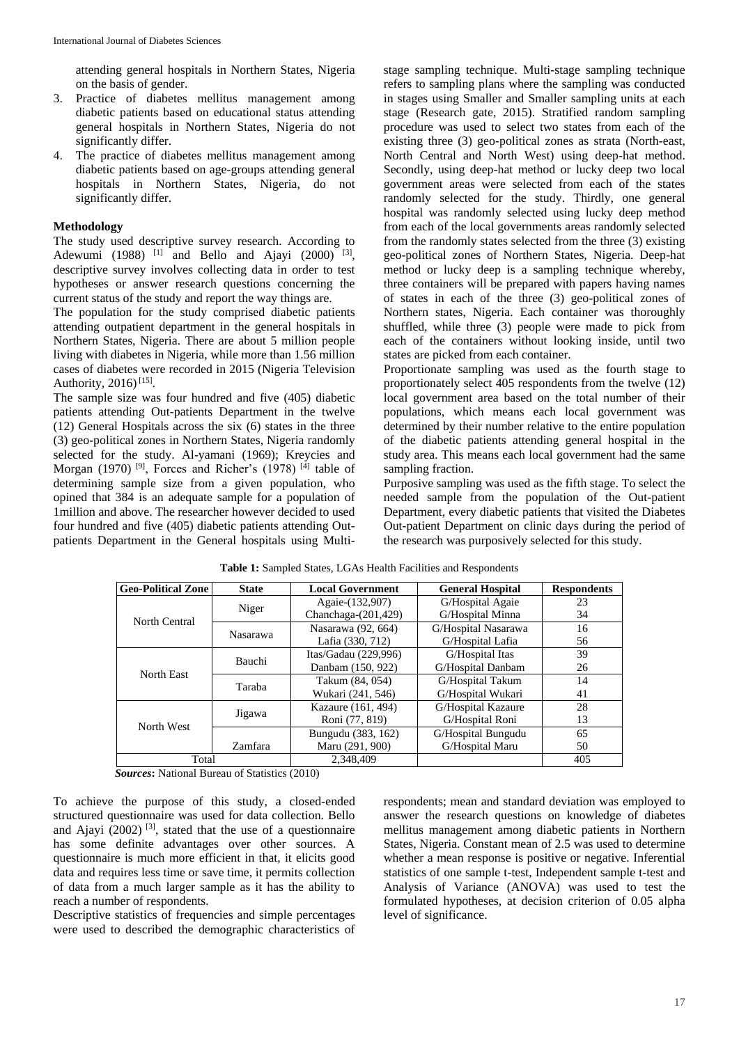attending general hospitals in Northern States, Nigeria on the basis of gender.

3. Practice of diabetes mellitus management among diabetic patients based on educational status attending general hospitals in Northern States, Nigeria do not significantly differ.
4. The practice of diabetes mellitus management among diabetic patients based on age-groups attending general hospitals in Northern States, Nigeria, do not significantly differ.

## Methodology

The study used descriptive survey research. According to Adewumi (1988) [1] and Bello and Ajayi (2000) [3], descriptive survey involves collecting data in order to test hypotheses or answer research questions concerning the current status of the study and report the way things are.

The population for the study comprised diabetic patients attending outpatient department in the general hospitals in Northern States, Nigeria. There are about 5 million people living with diabetes in Nigeria, while more than 1.56 million cases of diabetes were recorded in 2015 (Nigeria Television Authority, 2016) [15].

The sample size was four hundred and five (405) diabetic patients attending Out-patients Department in the twelve (12) General Hospitals across the six (6) states in the three (3) geo-political zones in Northern States, Nigeria randomly selected for the study. Al-yamani (1969); Kreycies and Morgan (1970) [9], Forces and Richer's (1978) [4] table of determining sample size from a given population, who opined that 384 is an adequate sample for a population of 1million and above. The researcher however decided to used four hundred and five (405) diabetic patients attending Out-patients Department in the General hospitals using Multi-stage sampling technique. Multi-stage sampling technique refers to sampling plans where the sampling was conducted in stages using Smaller and Smaller sampling units at each stage (Research gate, 2015). Stratified random sampling procedure was used to select two states from each of the existing three (3) geo-political zones as strata (North-east, North Central and North West) using deep-hat method. Secondly, using deep-hat method or lucky deep two local government areas were selected from each of the states randomly selected for the study. Thirdly, one general hospital was randomly selected using lucky deep method from each of the local governments areas randomly selected from the randomly states selected from the three (3) existing geo-political zones of Northern States, Nigeria. Deep-hat method or lucky deep is a sampling technique whereby, three containers will be prepared with papers having names of states in each of the three (3) geo-political zones of Northern states, Nigeria. Each container was thoroughly shuffled, while three (3) people were made to pick from each of the containers without looking inside, until two states are picked from each container.

Proportionate sampling was used as the fourth stage to proportionately select 405 respondents from the twelve (12) local government area based on the total number of their populations, which means each local government was determined by their number relative to the entire population of the diabetic patients attending general hospital in the study area. This means each local government had the same sampling fraction.

Purposive sampling was used as the fifth stage. To select the needed sample from the population of the Out-patient Department, every diabetic patients that visited the Diabetes Out-patient Department on clinic days during the period of the research was purposively selected for this study.

**Table 1:** Sampled States, LGAs Health Facilities and Respondents

| Geo-Political Zone | State | Local Government | General Hospital | Respondents |
|---|---|---|---|---|
| North Central | Niger | Agaie-(132,907) | G/Hospital Agaie | 23 |
| | | Chanchaga-(201,429) | G/Hospital Minna | 34 |
| | Nasarawa | Nasarawa (92, 664) | G/Hospital Nasarawa | 16 |
| | | Lafia (330, 712) | G/Hospital Lafia | 56 |
| North East | Bauchi | Itas/Gadau (229,996) | G/Hospital Itas | 39 |
| | | Danbam (150, 922) | G/Hospital Danbam | 26 |
| | Taraba | Takum (84, 054) | G/Hospital Takum | 14 |
| | | Wukari (241, 546) | G/Hospital Wukari | 41 |
| North West | Jigawa | Kazaure (161, 494) | G/Hospital Kazaure | 28 |
| | | Roni (77, 819) | G/Hospital Roni | 13 |
| | Zamfara | Bungudu (383, 162) | G/Hospital Bungudu | 65 |
| | | Maru (291, 900) | G/Hospital Maru | 50 |
| Total | | 2,348,409 | | 405 |

***Sources*:** National Bureau of Statistics (2010)

To achieve the purpose of this study, a closed-ended structured questionnaire was used for data collection. Bello and Ajayi (2002) [3], stated that the use of a questionnaire has some definite advantages over other sources. A questionnaire is much more efficient in that, it elicits good data and requires less time or save time, it permits collection of data from a much larger sample as it has the ability to reach a number of respondents.

Descriptive statistics of frequencies and simple percentages were used to described the demographic characteristics of respondents; mean and standard deviation was employed to answer the research questions on knowledge of diabetes mellitus management among diabetic patients in Northern States, Nigeria. Constant mean of 2.5 was used to determine whether a mean response is positive or negative. Inferential statistics of one sample t-test, Independent sample t-test and Analysis of Variance (ANOVA) was used to test the formulated hypotheses, at decision criterion of 0.05 alpha level of significance.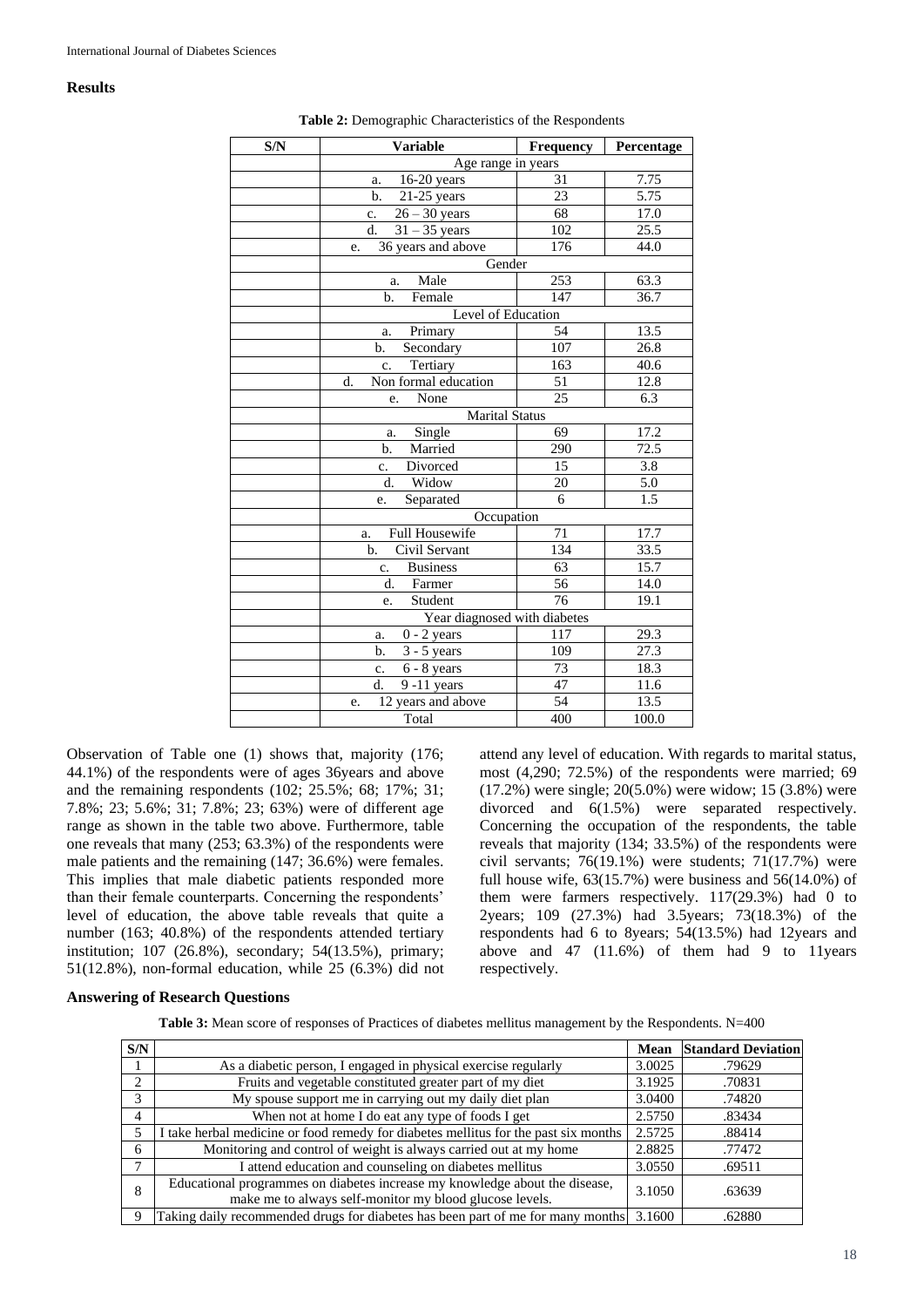## Results

**Table 2:** Demographic Characteristics of the Respondents

| S/N | Variable | Frequency | Percentage |
|---|---|---|---|
| | Age range in years | | |
| | a. 16-20 years | 31 | 7.75 |
| | b. 21-25 years | 23 | 5.75 |
| | c. 26 – 30 years | 68 | 17.0 |
| | d. 31 – 35 years | 102 | 25.5 |
| | e. 36 years and above | 176 | 44.0 |
| | Gender | | |
| | a. Male | 253 | 63.3 |
| | b. Female | 147 | 36.7 |
| | Level of Education | | |
| | a. Primary | 54 | 13.5 |
| | b. Secondary | 107 | 26.8 |
| | c. Tertiary | 163 | 40.6 |
| | d. Non formal education | 51 | 12.8 |
| | e. None | 25 | 6.3 |
| | Marital Status | | |
| | a. Single | 69 | 17.2 |
| | b. Married | 290 | 72.5 |
| | c. Divorced | 15 | 3.8 |
| | d. Widow | 20 | 5.0 |
| | e. Separated | 6 | 1.5 |
| | Occupation | | |
| | a. Full Housewife | 71 | 17.7 |
| | b. Civil Servant | 134 | 33.5 |
| | c. Business | 63 | 15.7 |
| | d. Farmer | 56 | 14.0 |
| | e. Student | 76 | 19.1 |
| | Year diagnosed with diabetes | | |
| | a. 0 - 2 years | 117 | 29.3 |
| | b. 3 - 5 years | 109 | 27.3 |
| | c. 6 - 8 years | 73 | 18.3 |
| | d. 9 -11 years | 47 | 11.6 |
| | e. 12 years and above | 54 | 13.5 |
| | Total | 400 | 100.0 |

Observation of Table one (1) shows that, majority (176; 44.1%) of the respondents were of ages 36years and above and the remaining respondents (102; 25.5%; 68; 17%; 31; 7.8%; 23; 5.6%; 31; 7.8%; 23; 63%) were of different age range as shown in the table two above. Furthermore, table one reveals that many (253; 63.3%) of the respondents were male patients and the remaining (147; 36.6%) were females. This implies that male diabetic patients responded more than their female counterparts. Concerning the respondents' level of education, the above table reveals that quite a number (163; 40.8%) of the respondents attended tertiary institution; 107 (26.8%), secondary; 54(13.5%), primary; 51(12.8%), non-formal education, while 25 (6.3%) did not attend any level of education. With regards to marital status, most (4,290; 72.5%) of the respondents were married; 69 (17.2%) were single; 20(5.0%) were widow; 15 (3.8%) were divorced and 6(1.5%) were separated respectively. Concerning the occupation of the respondents, the table reveals that majority (134; 33.5%) of the respondents were civil servants; 76(19.1%) were students; 71(17.7%) were full house wife, 63(15.7%) were business and 56(14.0%) of them were farmers respectively. 117(29.3%) had 0 to 2years; 109 (27.3%) had 3.5years; 73(18.3%) of the respondents had 6 to 8years; 54(13.5%) had 12years and above and 47 (11.6%) of them had 9 to 11years respectively.

### Answering of Research Questions

**Table 3:** Mean score of responses of Practices of diabetes mellitus management by the Respondents. N=400

| S/N | | Mean | Standard Deviation |
|---|---|---|---|
| 1 | As a diabetic person, I engaged in physical exercise regularly | 3.0025 | .79629 |
| 2 | Fruits and vegetable constituted greater part of my diet | 3.1925 | .70831 |
| 3 | My spouse support me in carrying out my daily diet plan | 3.0400 | .74820 |
| 4 | When not at home I do eat any type of foods I get | 2.5750 | .83434 |
| 5 | I take herbal medicine or food remedy for diabetes mellitus for the past six months | 2.5725 | .88414 |
| 6 | Monitoring and control of weight is always carried out at my home | 2.8825 | .77472 |
| 7 | I attend education and counseling on diabetes mellitus | 3.0550 | .69511 |
| 8 | Educational programmes on diabetes increase my knowledge about the disease, make me to always self-monitor my blood glucose levels. | 3.1050 | .63639 |
| 9 | Taking daily recommended drugs for diabetes has been part of me for many months | 3.1600 | .62880 |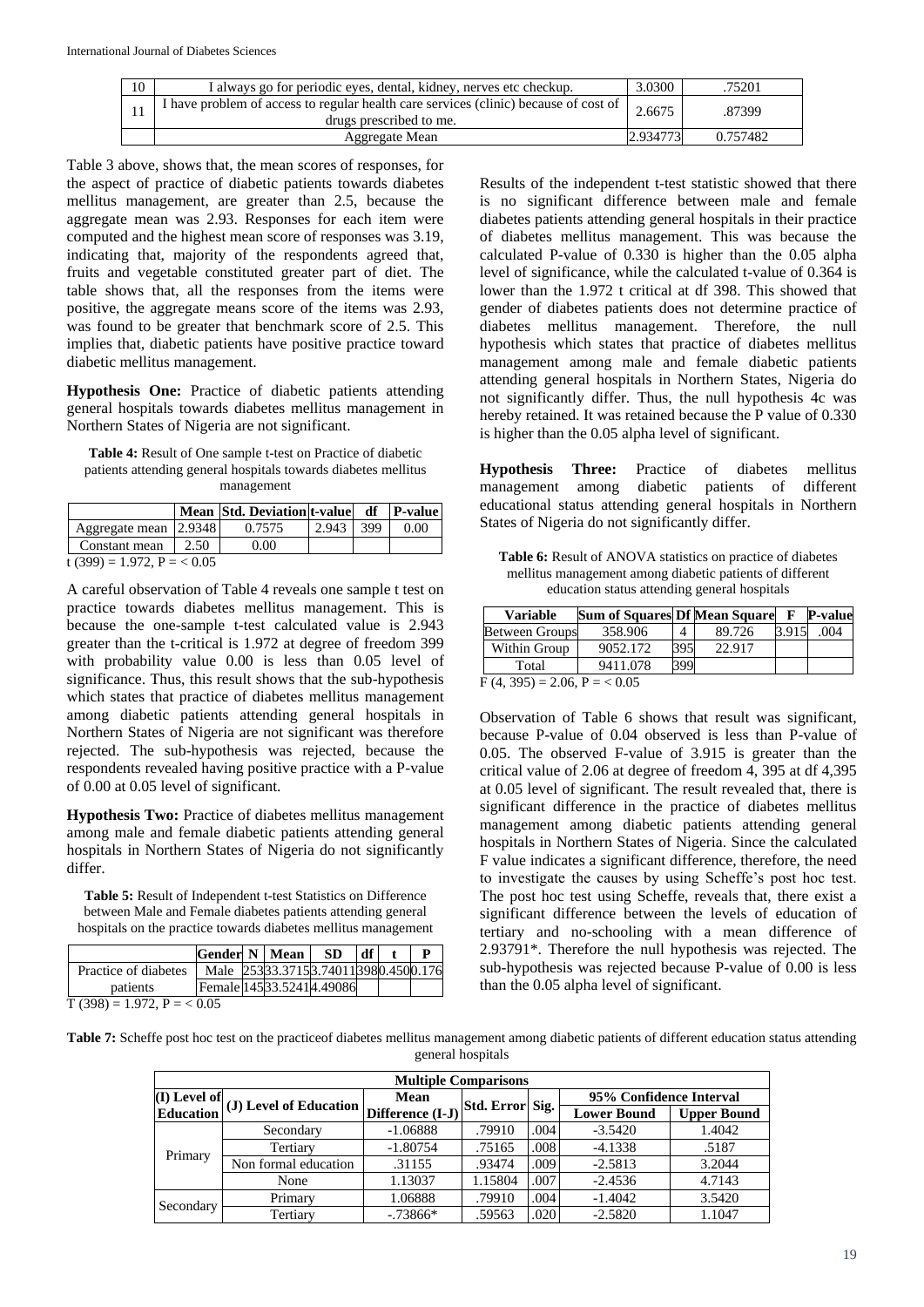| 10 | I always go for periodic eyes, dental, kidney, nerves etc checkup. | 3.0300 | .75201 |
|---|---|---|---|
| 11 | I have problem of access to regular health care services (clinic) because of cost of drugs prescribed to me. | 2.6675 | .87399 |
| | Aggregate Mean | 2.934773 | 0.757482 |

Table 3 above, shows that, the mean scores of responses, for the aspect of practice of diabetic patients towards diabetes mellitus management, are greater than 2.5, because the aggregate mean was 2.93. Responses for each item were computed and the highest mean score of responses was 3.19, indicating that, majority of the respondents agreed that, fruits and vegetable constituted greater part of diet. The table shows that, all the responses from the items were positive, the aggregate means score of the items was 2.93, was found to be greater that benchmark score of 2.5. This implies that, diabetic patients have positive practice toward diabetic mellitus management.

**Hypothesis One:** Practice of diabetic patients attending general hospitals towards diabetes mellitus management in Northern States of Nigeria are not significant.

**Table 4:** Result of One sample t-test on Practice of diabetic patients attending general hospitals towards diabetes mellitus management

| | Mean | Std. Deviation | t-value | df | P-value |
|---|---|---|---|---|---|
| Aggregate mean | 2.9348 | 0.7575 | 2.943 | 399 | 0.00 |
| Constant mean | 2.50 | 0.00 | | | |

$t(399) = 1.972$, $P = < 0.05$

A careful observation of Table 4 reveals one sample t test on practice towards diabetes mellitus management. This is because the one-sample t-test calculated value is 2.943 greater than the t-critical is 1.972 at degree of freedom 399 with probability value 0.00 is less than 0.05 level of significance. Thus, this result shows that the sub-hypothesis which states that practice of diabetes mellitus management among diabetic patients attending general hospitals in Northern States of Nigeria are not significant was therefore rejected. The sub-hypothesis was rejected, because the respondents revealed having positive practice with a P-value of 0.00 at 0.05 level of significant.

**Hypothesis Two:** Practice of diabetes mellitus management among male and female diabetic patients attending general hospitals in Northern States of Nigeria do not significantly differ.

**Table 5:** Result of Independent t-test Statistics on Difference between Male and Female diabetes patients attending general hospitals on the practice towards diabetes mellitus management

| | Gender | N | Mean | SD | df | t | P |
|---|---|---|---|---|---|---|---|
| Practice of diabetes patients | Male | 253 | 33.3715 | 3.74011 | 398 | 0.450 | 0.176 |
| | Female | 145 | 33.5241 | 4.49086 | | | |

$T(398) = 1.972$, $P = < 0.05$

Results of the independent t-test statistic showed that there is no significant difference between male and female diabetes patients attending general hospitals in their practice of diabetes mellitus management. This was because the calculated P-value of 0.330 is higher than the 0.05 alpha level of significance, while the calculated t-value of 0.364 is lower than the 1.972 t critical at df 398. This showed that gender of diabetes patients does not determine practice of diabetes mellitus management. Therefore, the null hypothesis which states that practice of diabetes mellitus management among male and female diabetic patients attending general hospitals in Northern States, Nigeria do not significantly differ. Thus, the null hypothesis 4c was hereby retained. It was retained because the P value of 0.330 is higher than the 0.05 alpha level of significant.

**Hypothesis Three:** Practice of diabetes mellitus management among diabetic patients of different educational status attending general hospitals in Northern States of Nigeria do not significantly differ.

**Table 6:** Result of ANOVA statistics on practice of diabetes mellitus management among diabetic patients of different education status attending general hospitals

| Variable | Sum of Squares | Df | Mean Square | F | P-value |
|---|---|---|---|---|---|
| Between Groups | 358.906 | 4 | 89.726 | 3.915 | .004 |
| Within Group | 9052.172 | 395 | 22.917 | | |
| Total | 9411.078 | 399 | | | |

$F(4, 395) = 2.06$, $P = < 0.05$

Observation of Table 6 shows that result was significant, because P-value of 0.04 observed is less than P-value of 0.05. The observed F-value of 3.915 is greater than the critical value of 2.06 at degree of freedom 4, 395 at df 4,395 at 0.05 level of significant. The result revealed that, there is significant difference in the practice of diabetes mellitus management among diabetic patients attending general hospitals in Northern States of Nigeria. Since the calculated F value indicates a significant difference, therefore, the need to investigate the causes by using Scheffe's post hoc test. The post hoc test using Scheffe, reveals that, there exist a significant difference between the levels of education of tertiary and no-schooling with a mean difference of 2.93791*. Therefore the null hypothesis was rejected. The sub-hypothesis was rejected because P-value of 0.00 is less than the 0.05 alpha level of significant.

**Table 7:** Scheffe post hoc test on the practiceof diabetes mellitus management among diabetic patients of different education status attending general hospitals

| Multiple Comparisons | | | | | | |
|---|---|---|---|---|---|---|
| (I) Level of Education | (J) Level of Education | Mean Difference (I-J) | Std. Error | Sig. | 95% Confidence Interval | |
| | | | | | Lower Bound | Upper Bound |
| Primary | Secondary | -1.06888 | .79910 | .004 | -3.5420 | 1.4042 |
| | Tertiary | -1.80754 | .75165 | .008 | -4.1338 | .5187 |
| | Non formal education | .31155 | .93474 | .009 | -2.5813 | 3.2044 |
| | None | 1.13037 | 1.15804 | .007 | -2.4536 | 4.7143 |
| Secondary | Primary | 1.06888 | .79910 | .004 | -1.4042 | 3.5420 |
| | Tertiary | -.73866* | .59563 | .020 | -2.5820 | 1.1047 |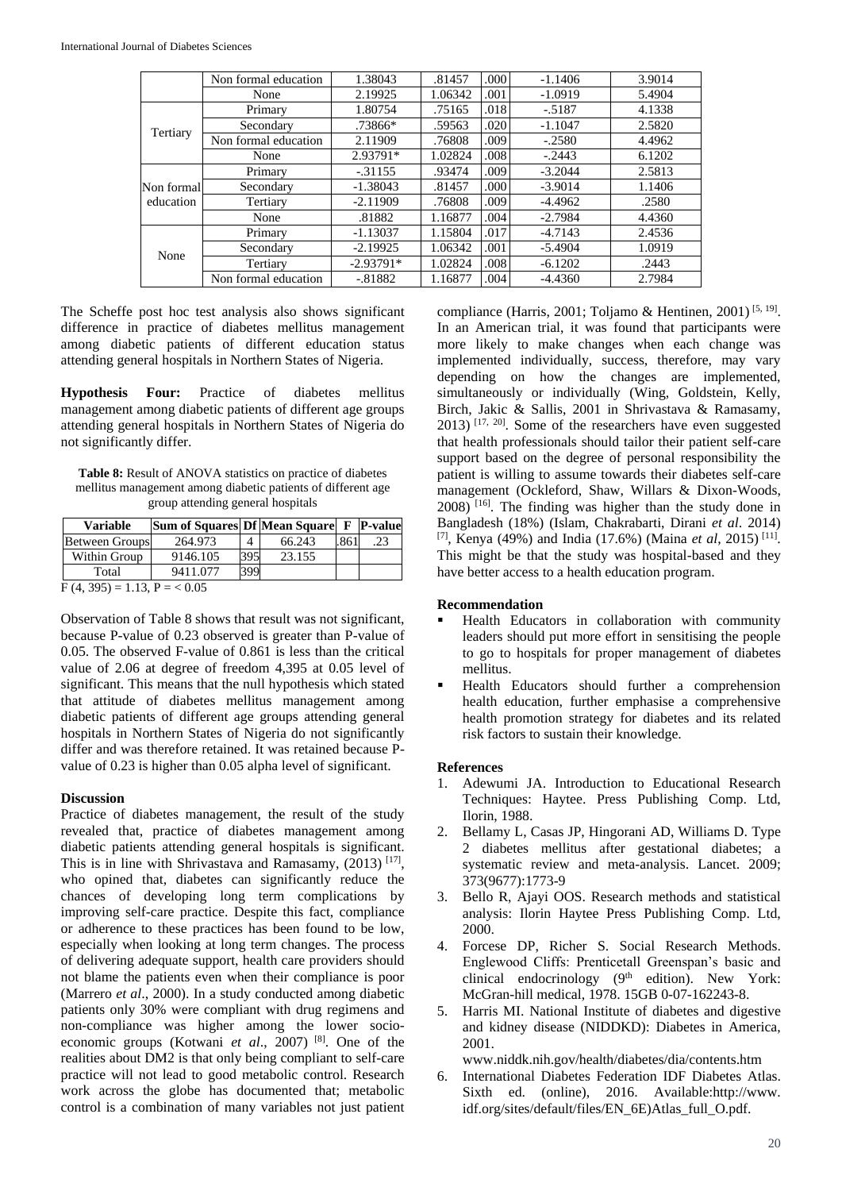| | Non formal education | 1.38043 | .81457 | .000 | -1.1406 | 3.9014 |
|---|---|---|---|---|---|---|
| | None | 2.19925 | 1.06342 | .001 | -1.0919 | 5.4904 |
| Tertiary | Primary | 1.80754 | .75165 | .018 | -.5187 | 4.1338 |
| | Secondary | .73866* | .59563 | .020 | -1.1047 | 2.5820 |
| | Non formal education | 2.11909 | .76808 | .009 | -.2580 | 4.4962 |
| | None | 2.93791* | 1.02824 | .008 | -.2443 | 6.1202 |
| Non formal education | Primary | -.31155 | .93474 | .009 | -3.2044 | 2.5813 |
| | Secondary | -1.38043 | .81457 | .000 | -3.9014 | 1.1406 |
| | Tertiary | -2.11909 | .76808 | .009 | -4.4962 | .2580 |
| | None | .81882 | 1.16877 | .004 | -2.7984 | 4.4360 |
| None | Primary | -1.13037 | 1.15804 | .017 | -4.7143 | 2.4536 |
| | Secondary | -2.19925 | 1.06342 | .001 | -5.4904 | 1.0919 |
| | Tertiary | -2.93791* | 1.02824 | .008 | -6.1202 | .2443 |
| | Non formal education | -.81882 | 1.16877 | .004 | -4.4360 | 2.7984 |

The Scheffe post hoc test analysis also shows significant difference in practice of diabetes mellitus management among diabetic patients of different education status attending general hospitals in Northern States of Nigeria.

**Hypothesis Four:** Practice of diabetes mellitus management among diabetic patients of different age groups attending general hospitals in Northern States of Nigeria do not significantly differ.

**Table 8:** Result of ANOVA statistics on practice of diabetes mellitus management among diabetic patients of different age group attending general hospitals

| Variable | Sum of Squares | Df | Mean Square | F | P-value |
|---|---|---|---|---|---|
| Between Groups | 264.973 | 4 | 66.243 | .861 | .23 |
| Within Group | 9146.105 | 395 | 23.155 | | |
| Total | 9411.077 | 399 | | | |

$F(4, 395) = 1.13$, $P = < 0.05$

Observation of Table 8 shows that result was not significant, because P-value of 0.23 observed is greater than P-value of 0.05. The observed F-value of 0.861 is less than the critical value of 2.06 at degree of freedom 4,395 at 0.05 level of significant. This means that the null hypothesis which stated that attitude of diabetes mellitus management among diabetic patients of different age groups attending general hospitals in Northern States of Nigeria do not significantly differ and was therefore retained. It was retained because P-value of 0.23 is higher than 0.05 alpha level of significant.

### Discussion

Practice of diabetes management, the result of the study revealed that, practice of diabetes management among diabetic patients attending general hospitals is significant. This is in line with Shrivastava and Ramasamy, (2013) [17], who opined that, diabetes can significantly reduce the chances of developing long term complications by improving self-care practice. Despite this fact, compliance or adherence to these practices has been found to be low, especially when looking at long term changes. The process of delivering adequate support, health care providers should not blame the patients even when their compliance is poor (Marrero *et al*., 2000). In a study conducted among diabetic patients only 30% were compliant with drug regimens and non-compliance was higher among the lower socio-economic groups (Kotwani *et al*., 2007) [8]. One of the realities about DM2 is that only being compliant to self-care practice will not lead to good metabolic control. Research work across the globe has documented that; metabolic control is a combination of many variables not just patient compliance (Harris, 2001; Toljamo & Hentinen, 2001) [5, 19]. In an American trial, it was found that participants were more likely to make changes when each change was implemented individually, success, therefore, may vary depending on how the changes are implemented, simultaneously or individually (Wing, Goldstein, Kelly, Birch, Jakic & Sallis, 2001 in Shrivastava & Ramasamy, 2013) [17, 20]. Some of the researchers have even suggested that health professionals should tailor their patient self-care support based on the degree of personal responsibility the patient is willing to assume towards their diabetes self-care management (Ockleford, Shaw, Willars & Dixon-Woods, 2008) [16]. The finding was higher than the study done in Bangladesh (18%) (Islam, Chakrabarti, Dirani *et al*. 2014) [7], Kenya (49%) and India (17.6%) (Maina *et al*, 2015) [11]. This might be that the study was hospital-based and they have better access to a health education program.

### Recommendation

- Health Educators in collaboration with community leaders should put more effort in sensitising the people to go to hospitals for proper management of diabetes mellitus.
- Health Educators should further a comprehension health education, further emphasise a comprehensive health promotion strategy for diabetes and its related risk factors to sustain their knowledge.

### References

1. Adewumi JA. Introduction to Educational Research Techniques: Haytee. Press Publishing Comp. Ltd, Ilorin, 1988.
2. Bellamy L, Casas JP, Hingorani AD, Williams D. Type 2 diabetes mellitus after gestational diabetes; a systematic review and meta-analysis. Lancet. 2009; 373(9677):1773-9
3. Bello R, Ajayi OOS. Research methods and statistical analysis: Ilorin Haytee Press Publishing Comp. Ltd, 2000.
4. Forcese DP, Richer S. Social Research Methods. Englewood Cliffs: Prenticetall Greenspan's basic and clinical endocrinology (9th edition). New York: McGran-hill medical, 1978. 15GB 0-07-162243-8.
5. Harris MI. National Institute of diabetes and digestive and kidney disease (NIDDKD): Diabetes in America, 2001. www.niddk.nih.gov/health/diabetes/dia/contents.htm
6. International Diabetes Federation IDF Diabetes Atlas. Sixth ed. (online), 2016. Available:http://www. idf.org/sites/default/files/EN_6E)Atlas_full_O.pdf.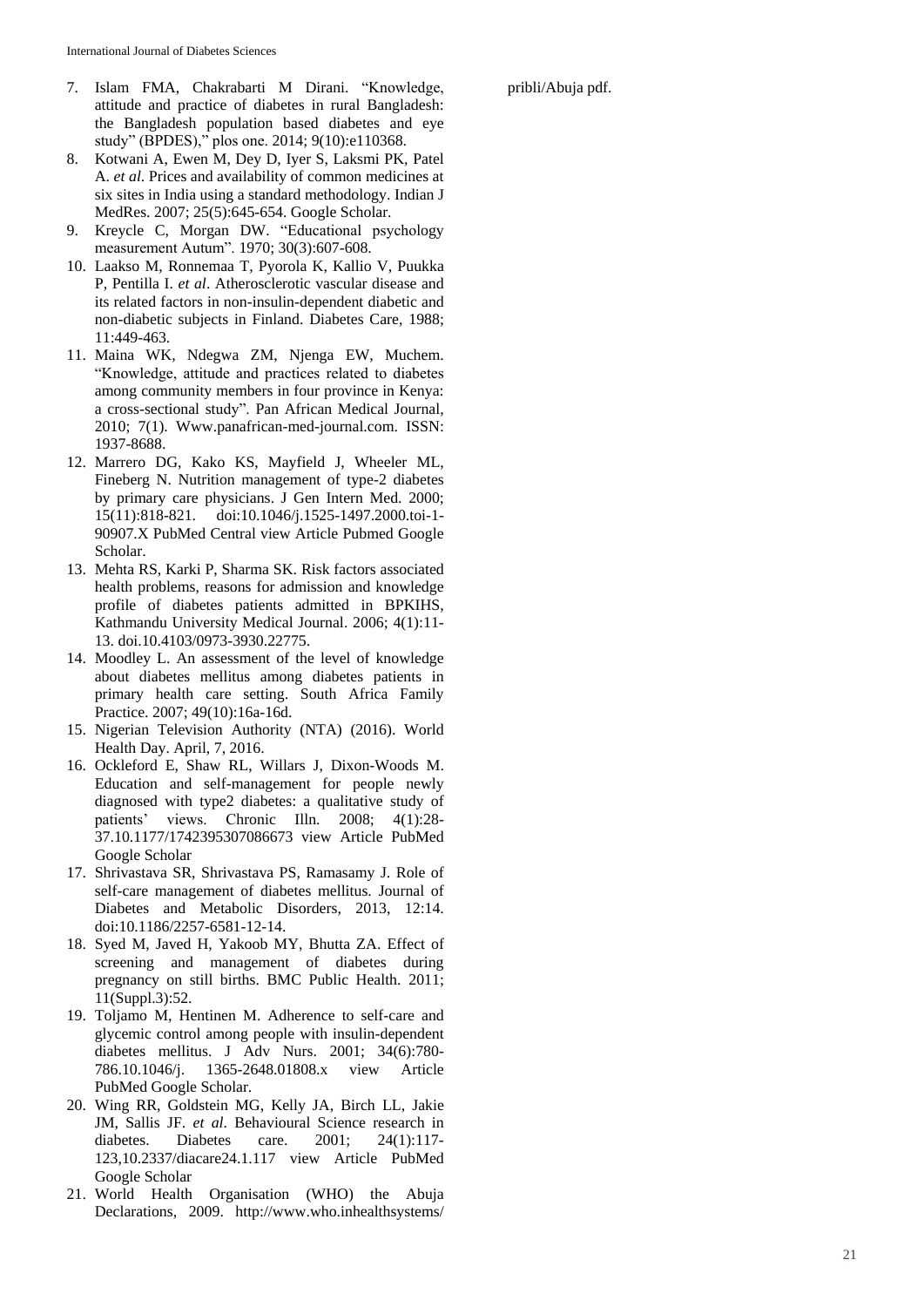7. Islam FMA, Chakrabarti M Dirani. "Knowledge, attitude and practice of diabetes in rural Bangladesh: the Bangladesh population based diabetes and eye study" (BPDES)," plos one. 2014; 9(10):e110368.
8. Kotwani A, Ewen M, Dey D, Iyer S, Laksmi PK, Patel A. *et al*. Prices and availability of common medicines at six sites in India using a standard methodology. Indian J MedRes. 2007; 25(5):645-654. Google Scholar.
9. Kreycle C, Morgan DW. "Educational psychology measurement Autum". 1970; 30(3):607-608.
10. Laakso M, Ronnemaa T, Pyorola K, Kallio V, Puukka P, Pentilla I. *et al*. Atherosclerotic vascular disease and its related factors in non-insulin-dependent diabetic and non-diabetic subjects in Finland. Diabetes Care, 1988; 11:449-463.
11. Maina WK, Ndegwa ZM, Njenga EW, Muchem. "Knowledge, attitude and practices related to diabetes among community members in four province in Kenya: a cross-sectional study". Pan African Medical Journal, 2010; 7(1). Www.panafrican-med-journal.com. ISSN: 1937-8688.
12. Marrero DG, Kako KS, Mayfield J, Wheeler ML, Fineberg N. Nutrition management of type-2 diabetes by primary care physicians. J Gen Intern Med. 2000; 15(11):818-821. doi:10.1046/j.1525-1497.2000.toi-1-90907.X PubMed Central view Article Pubmed Google Scholar.
13. Mehta RS, Karki P, Sharma SK. Risk factors associated health problems, reasons for admission and knowledge profile of diabetes patients admitted in BPKIHS, Kathmandu University Medical Journal. 2006; 4(1):11-13. doi.10.4103/0973-3930.22775.
14. Moodley L. An assessment of the level of knowledge about diabetes mellitus among diabetes patients in primary health care setting. South Africa Family Practice. 2007; 49(10):16a-16d.
15. Nigerian Television Authority (NTA) (2016). World Health Day. April, 7, 2016.
16. Ockleford E, Shaw RL, Willars J, Dixon-Woods M. Education and self-management for people newly diagnosed with type2 diabetes: a qualitative study of patients' views. Chronic Illn. 2008; 4(1):28-37.10.1177/1742395307086673 view Article PubMed Google Scholar
17. Shrivastava SR, Shrivastava PS, Ramasamy J. Role of self-care management of diabetes mellitus. Journal of Diabetes and Metabolic Disorders, 2013, 12:14. doi:10.1186/2257-6581-12-14.
18. Syed M, Javed H, Yakoob MY, Bhutta ZA. Effect of screening and management of diabetes during pregnancy on still births. BMC Public Health. 2011; 11(Suppl.3):52.
19. Toljamo M, Hentinen M. Adherence to self-care and glycemic control among people with insulin-dependent diabetes mellitus. J Adv Nurs. 2001; 34(6):780-786.10.1046/j. 1365-2648.01808.x view Article PubMed Google Scholar.
20. Wing RR, Goldstein MG, Kelly JA, Birch LL, Jakie JM, Sallis JF. *et al*. Behavioural Science research in diabetes. Diabetes care. 2001; 24(1):117-123,10.2337/diacare24.1.117 view Article PubMed Google Scholar
21. World Health Organisation (WHO) the Abuja Declarations, 2009. http://www.who.inhealthsystems/pribli/Abuja pdf.